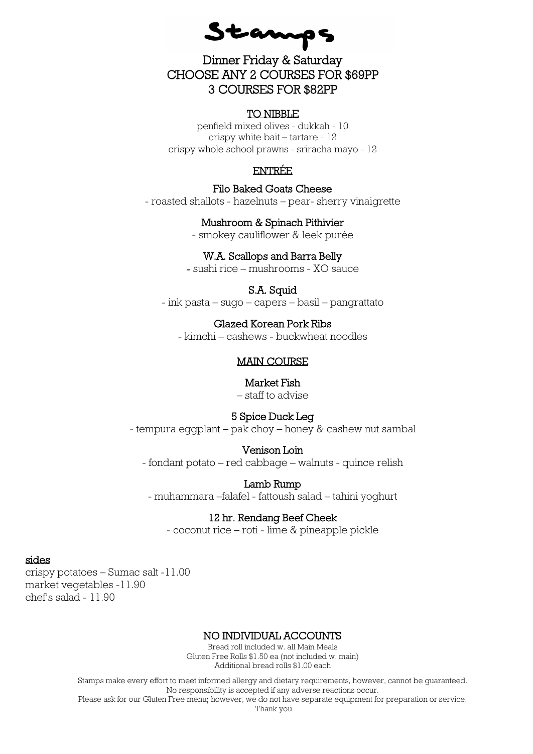# Stamps

## Dinner Friday & Saturday
## CHOOSE ANY 2 COURSES FOR $69PP
## 3 COURSES FOR $82PP

### TO NIBBLE

penfield mixed olives - dukkah - 10
crispy white bait – tartare - 12
crispy whole school prawns - sriracha mayo - 12

### ENTRÉE

**Filo Baked Goats Cheese**
- roasted shallots - hazelnuts – pear- sherry vinaigrette

**Mushroom & Spinach Pithivier**
- smokey cauliflower & leek purée

**W.A. Scallops and Barra Belly**
- sushi rice – mushrooms - XO sauce

**S.A. Squid**
- ink pasta – sugo – capers – basil – pangrattato

**Glazed Korean Pork Ribs**
- kimchi – cashews - buckwheat noodles

### MAIN COURSE

**Market Fish**
– staff to advise

**5 Spice Duck Leg**
- tempura eggplant – pak choy – honey & cashew nut sambal

**Venison Loin**
- fondant potato – red cabbage – walnuts - quince relish

**Lamb Rump**
- muhammara –falafel - fattoush salad – tahini yoghurt

**12 hr. Rendang Beef Cheek**
- coconut rice – roti - lime & pineapple pickle

### sides

crispy potatoes – Sumac salt -11.00
market vegetables -11.90
chef's salad - 11.90

### NO INDIVIDUAL ACCOUNTS

Bread roll included w. all Main Meals
Gluten Free Rolls $1.50 ea (not included w. main)
Additional bread rolls $1.00 each

Stamps make every effort to meet informed allergy and dietary requirements, however, cannot be guaranteed.
No responsibility is accepted if any adverse reactions occur.
Please ask for our Gluten Free menu; however, we do not have separate equipment for preparation or service.
Thank you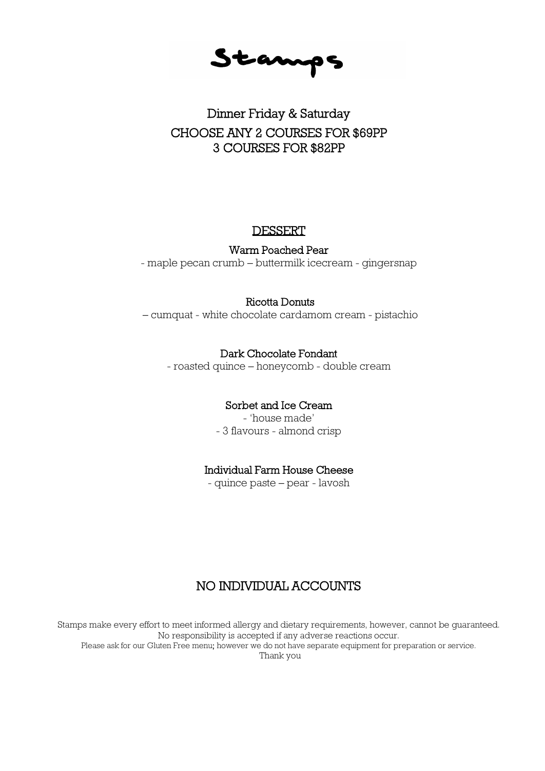# Stamps

Dinner Friday & Saturday

CHOOSE ANY 2 COURSES FOR $69PP

3 COURSES FOR $82PP

## DESSERT

**Warm Poached Pear**

- maple pecan crumb – buttermilk icecream - gingersnap

**Ricotta Donuts**

– cumquat - white chocolate cardamom cream - pistachio

**Dark Chocolate Fondant**

- roasted quince – honeycomb - double cream

**Sorbet and Ice Cream**

- 'house made'
- 3 flavours - almond crisp

**Individual Farm House Cheese**

- quince paste – pear - lavosh

## NO INDIVIDUAL ACCOUNTS

Stamps make every effort to meet informed allergy and dietary requirements, however, cannot be guaranteed.
No responsibility is accepted if any adverse reactions occur.
Please ask for our Gluten Free menu; however we do not have separate equipment for preparation or service.
Thank you